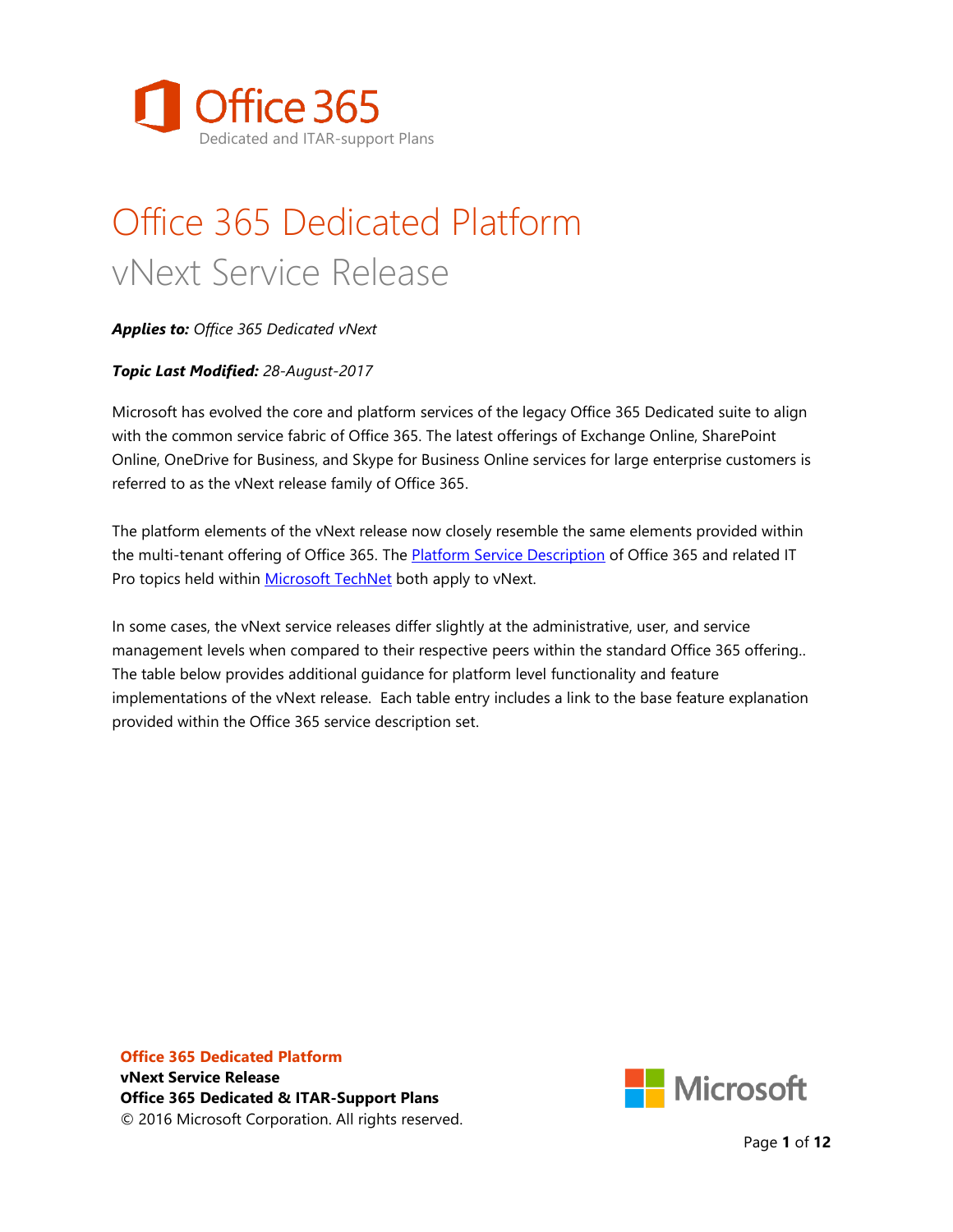Office 365

Dedicated and ITAR-support Plans

# Office 365 Dedicated Platform

## vNext Service Release

***Applies to:*** *Office 365 Dedicated vNext*

***Topic Last Modified:*** *28-August-2017*

Microsoft has evolved the core and platform services of the legacy Office 365 Dedicated suite to align with the common service fabric of Office 365. The latest offerings of Exchange Online, SharePoint Online, OneDrive for Business, and Skype for Business Online services for large enterprise customers is referred to as the vNext release family of Office 365.

The platform elements of the vNext release now closely resemble the same elements provided within the multi-tenant offering of Office 365. The Platform Service Description of Office 365 and related IT Pro topics held within Microsoft TechNet both apply to vNext.

In some cases, the vNext service releases differ slightly at the administrative, user, and service management levels when compared to their respective peers within the standard Office 365 offering.. The table below provides additional guidance for platform level functionality and feature implementations of the vNext release. Each table entry includes a link to the base feature explanation provided within the Office 365 service description set.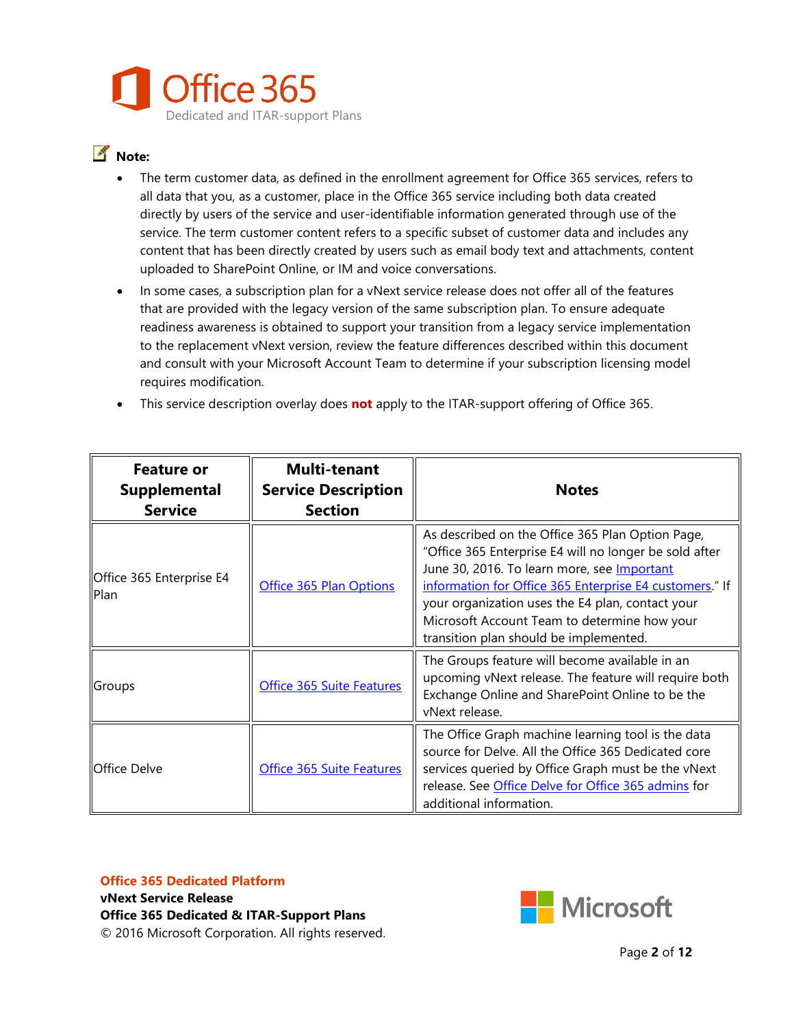**Note:**

- The term customer data, as defined in the enrollment agreement for Office 365 services, refers to all data that you, as a customer, place in the Office 365 service including both data created directly by users of the service and user-identifiable information generated through use of the service. The term customer content refers to a specific subset of customer data and includes any content that has been directly created by users such as email body text and attachments, content uploaded to SharePoint Online, or IM and voice conversations.
- In some cases, a subscription plan for a vNext service release does not offer all of the features that are provided with the legacy version of the same subscription plan. To ensure adequate readiness awareness is obtained to support your transition from a legacy service implementation to the replacement vNext version, review the feature differences described within this document and consult with your Microsoft Account Team to determine if your subscription licensing model requires modification.
- This service description overlay does **not** apply to the ITAR-support offering of Office 365.

| Feature or Supplemental Service | Multi-tenant Service Description Section | Notes |
|---|---|---|
| Office 365 Enterprise E4 Plan | Office 365 Plan Options | As described on the Office 365 Plan Option Page, "Office 365 Enterprise E4 will no longer be sold after June 30, 2016. To learn more, see Important information for Office 365 Enterprise E4 customers." If your organization uses the E4 plan, contact your Microsoft Account Team to determine how your transition plan should be implemented. |
| Groups | Office 365 Suite Features | The Groups feature will become available in an upcoming vNext release. The feature will require both Exchange Online and SharePoint Online to be the vNext release. |
| Office Delve | Office 365 Suite Features | The Office Graph machine learning tool is the data source for Delve. All the Office 365 Dedicated core services queried by Office Graph must be the vNext release. See Office Delve for Office 365 admins for additional information. |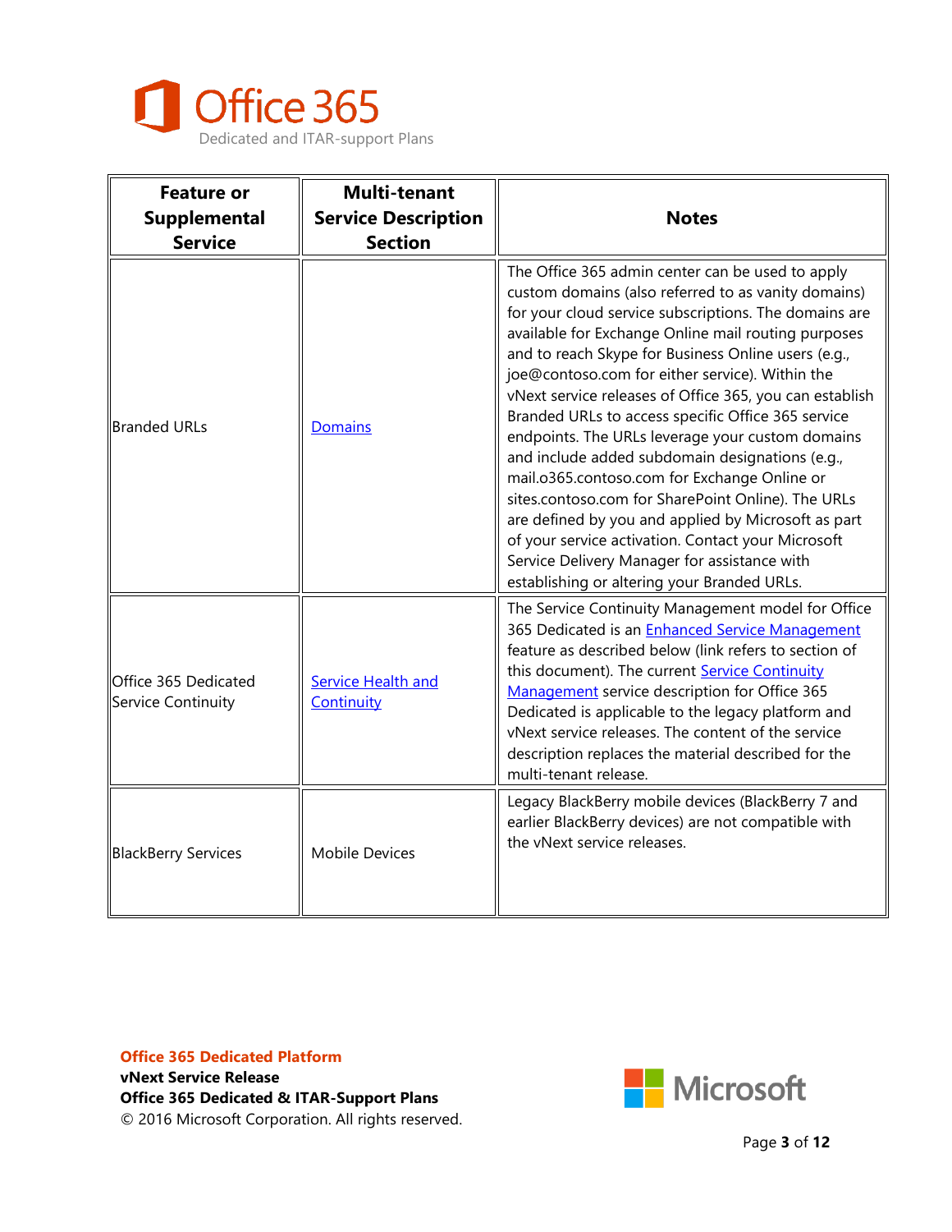| Feature or Supplemental Service | Multi-tenant Service Description Section | Notes |
|---|---|---|
| Branded URLs | Domains | The Office 365 admin center can be used to apply custom domains (also referred to as vanity domains) for your cloud service subscriptions. The domains are available for Exchange Online mail routing purposes and to reach Skype for Business Online users (e.g., joe@contoso.com for either service). Within the vNext service releases of Office 365, you can establish Branded URLs to access specific Office 365 service endpoints. The URLs leverage your custom domains and include added subdomain designations (e.g., mail.o365.contoso.com for Exchange Online or sites.contoso.com for SharePoint Online). The URLs are defined by you and applied by Microsoft as part of your service activation. Contact your Microsoft Service Delivery Manager for assistance with establishing or altering your Branded URLs. |
| Office 365 Dedicated Service Continuity | Service Health and Continuity | The Service Continuity Management model for Office 365 Dedicated is an Enhanced Service Management feature as described below (link refers to section of this document). The current Service Continuity Management service description for Office 365 Dedicated is applicable to the legacy platform and vNext service releases. The content of the service description replaces the material described for the multi-tenant release. |
| BlackBerry Services | Mobile Devices | Legacy BlackBerry mobile devices (BlackBerry 7 and earlier BlackBerry devices) are not compatible with the vNext service releases. |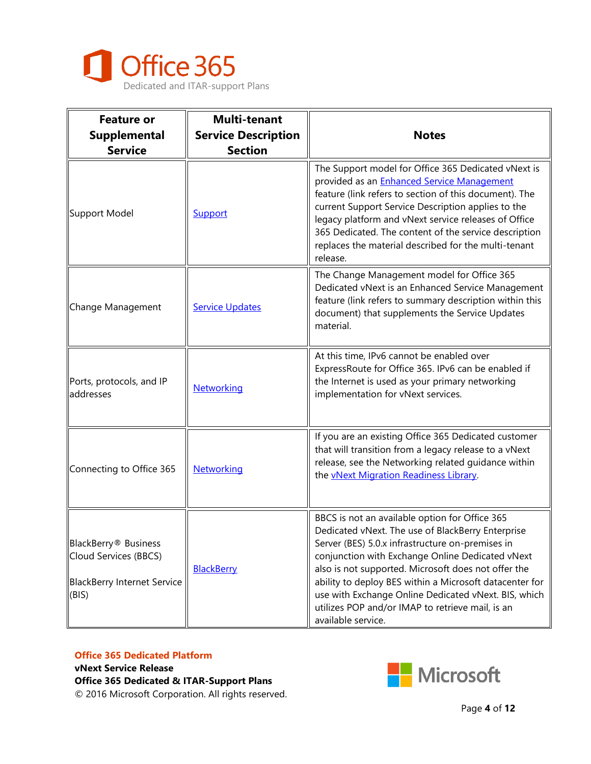| Feature or Supplemental Service | Multi-tenant Service Description Section | Notes |
|---|---|---|
| Support Model | Support | The Support model for Office 365 Dedicated vNext is provided as an Enhanced Service Management feature (link refers to section of this document). The current Support Service Description applies to the legacy platform and vNext service releases of Office 365 Dedicated. The content of the service description replaces the material described for the multi-tenant release. |
| Change Management | Service Updates | The Change Management model for Office 365 Dedicated vNext is an Enhanced Service Management feature (link refers to summary description within this document) that supplements the Service Updates material. |
| Ports, protocols, and IP addresses | Networking | At this time, IPv6 cannot be enabled over ExpressRoute for Office 365. IPv6 can be enabled if the Internet is used as your primary networking implementation for vNext services. |
| Connecting to Office 365 | Networking | If you are an existing Office 365 Dedicated customer that will transition from a legacy release to a vNext release, see the Networking related guidance within the vNext Migration Readiness Library. |
| BlackBerry® Business Cloud Services (BBCS)<br><br>BlackBerry Internet Service (BIS) | BlackBerry | BBCS is not an available option for Office 365 Dedicated vNext. The use of BlackBerry Enterprise Server (BES) 5.0.x infrastructure on-premises in conjunction with Exchange Online Dedicated vNext also is not supported. Microsoft does not offer the ability to deploy BES within a Microsoft datacenter for use with Exchange Online Dedicated vNext. BIS, which utilizes POP and/or IMAP to retrieve mail, is an available service. |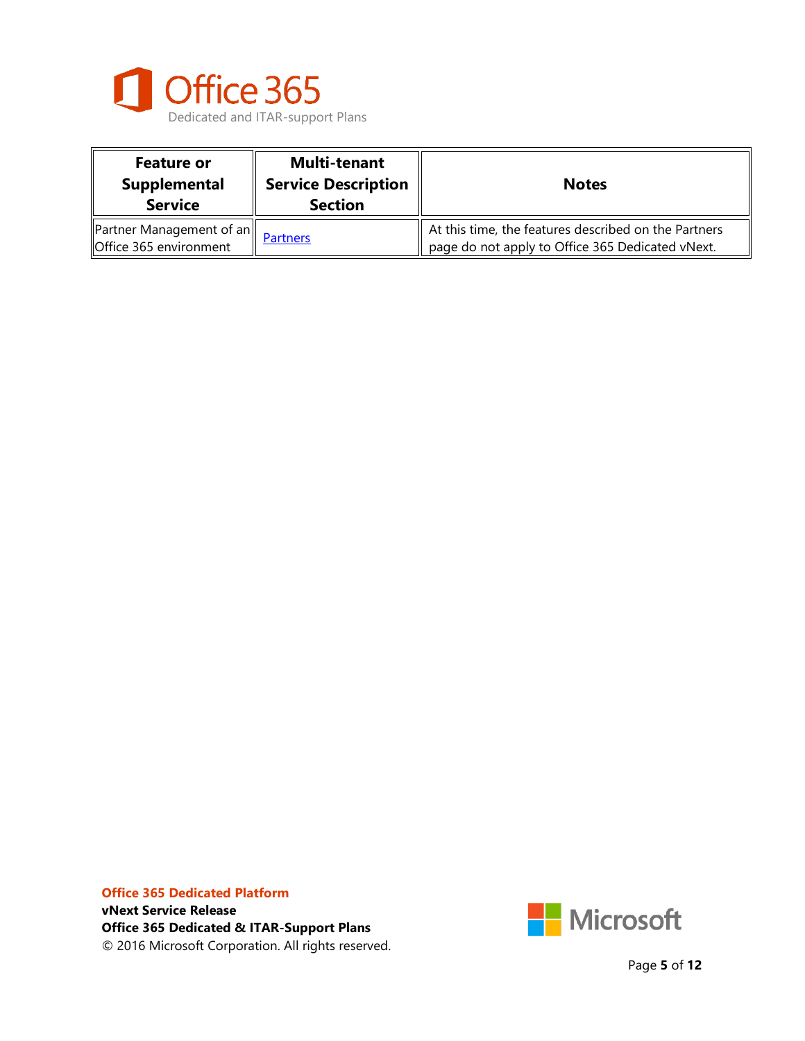| Feature or Supplemental Service | Multi-tenant Service Description Section | Notes |
|---|---|---|
| Partner Management of an Office 365 environment | Partners | At this time, the features described on the Partners page do not apply to Office 365 Dedicated vNext. |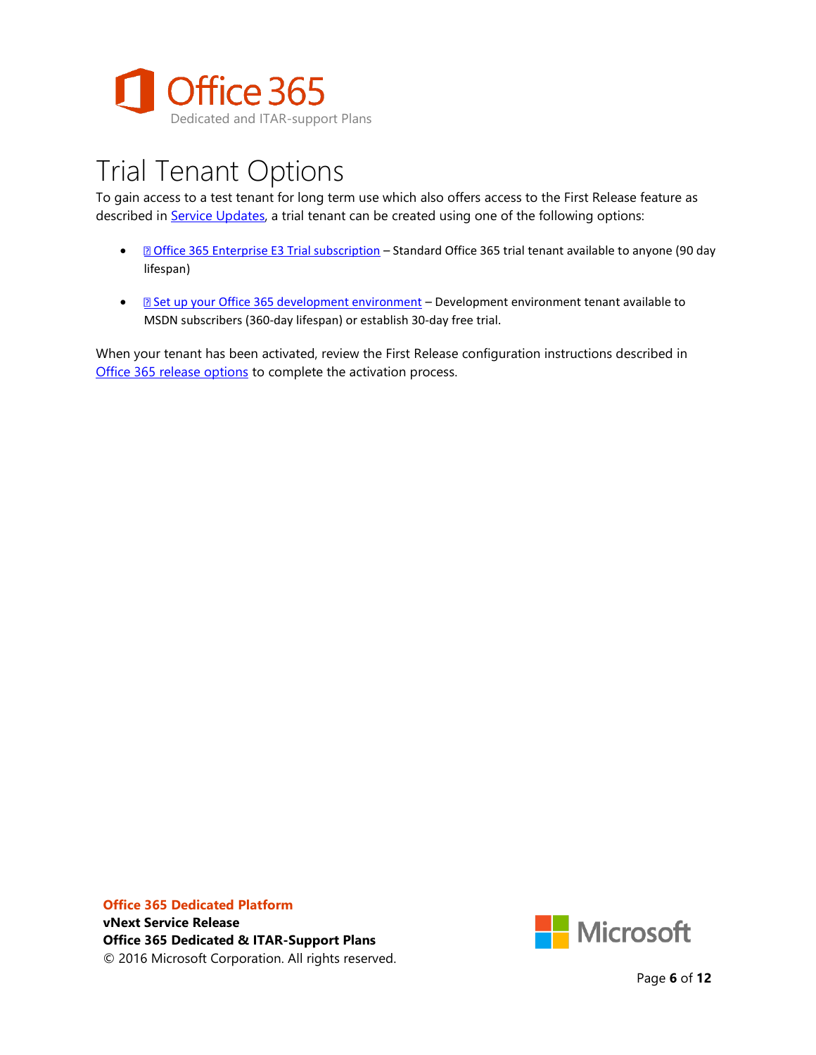# Trial Tenant Options

To gain access to a test tenant for long term use which also offers access to the First Release feature as described in Service Updates, a trial tenant can be created using one of the following options:

- Office 365 Enterprise E3 Trial subscription – Standard Office 365 trial tenant available to anyone (90 day lifespan)
- Set up your Office 365 development environment – Development environment tenant available to MSDN subscribers (360-day lifespan) or establish 30-day free trial.

When your tenant has been activated, review the First Release configuration instructions described in Office 365 release options to complete the activation process.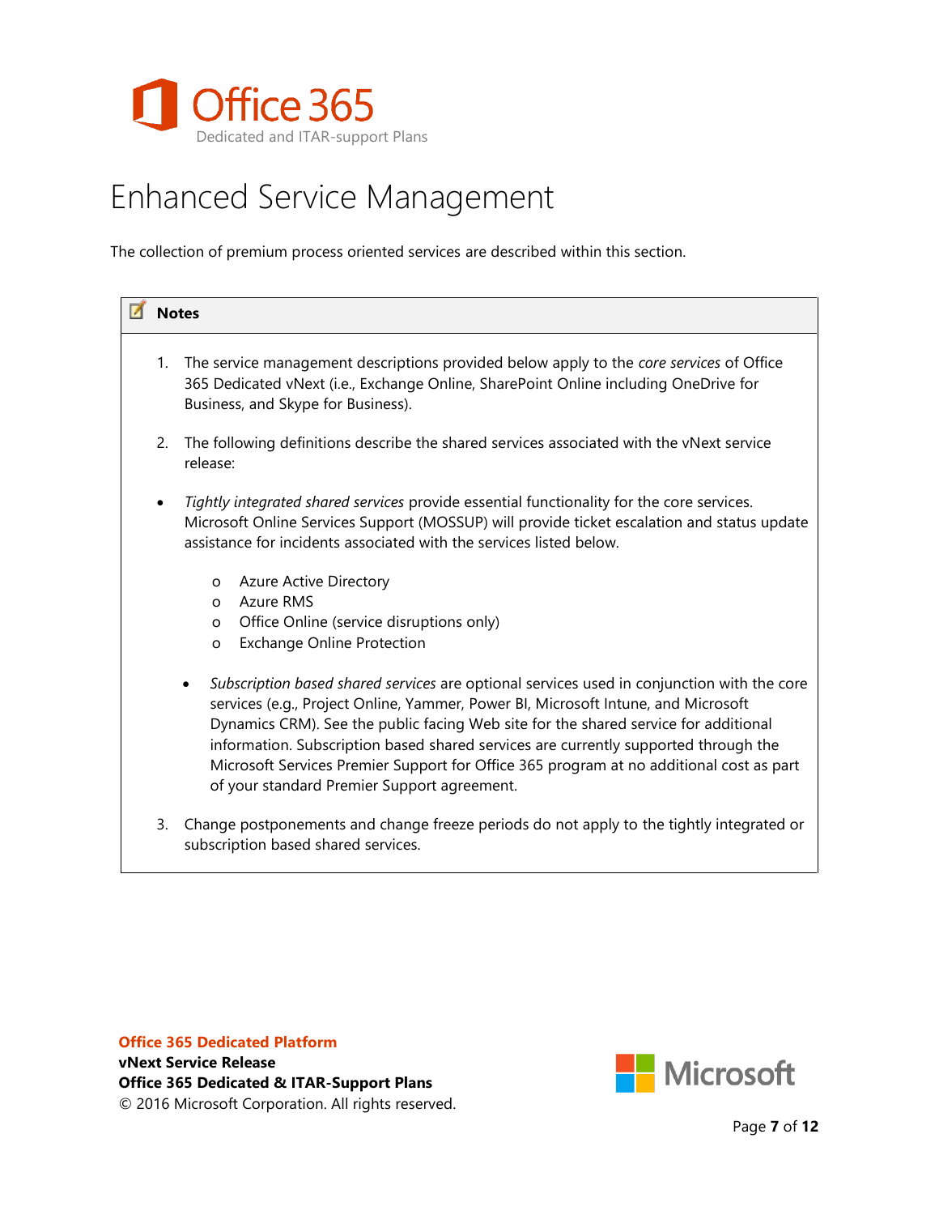# Enhanced Service Management

The collection of premium process oriented services are described within this section.

> **Notes**
>
> 1. The service management descriptions provided below apply to the *core services* of Office 365 Dedicated vNext (i.e., Exchange Online, SharePoint Online including OneDrive for Business, and Skype for Business).
>
> 2. The following definitions describe the shared services associated with the vNext service release:
>
> - *Tightly integrated shared services* provide essential functionality for the core services. Microsoft Online Services Support (MOSSUP) will provide ticket escalation and status update assistance for incidents associated with the services listed below.
>   - Azure Active Directory
>   - Azure RMS
>   - Office Online (service disruptions only)
>   - Exchange Online Protection
>
> - *Subscription based shared services* are optional services used in conjunction with the core services (e.g., Project Online, Yammer, Power BI, Microsoft Intune, and Microsoft Dynamics CRM). See the public facing Web site for the shared service for additional information. Subscription based shared services are currently supported through the Microsoft Services Premier Support for Office 365 program at no additional cost as part of your standard Premier Support agreement.
>
> 3. Change postponements and change freeze periods do not apply to the tightly integrated or subscription based shared services.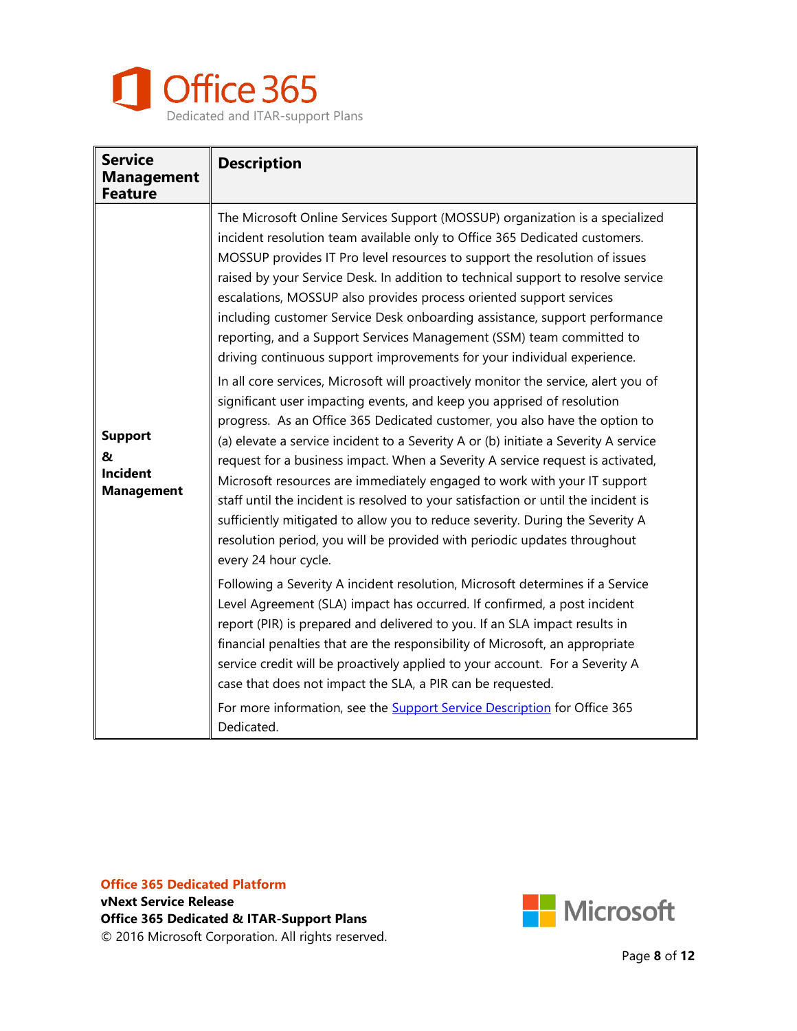| Service Management Feature | Description |
|---|---|
| **Support & Incident Management** | The Microsoft Online Services Support (MOSSUP) organization is a specialized incident resolution team available only to Office 365 Dedicated customers. MOSSUP provides IT Pro level resources to support the resolution of issues raised by your Service Desk. In addition to technical support to resolve service escalations, MOSSUP also provides process oriented support services including customer Service Desk onboarding assistance, support performance reporting, and a Support Services Management (SSM) team committed to driving continuous support improvements for your individual experience.<br><br>In all core services, Microsoft will proactively monitor the service, alert you of significant user impacting events, and keep you apprised of resolution progress. As an Office 365 Dedicated customer, you also have the option to (a) elevate a service incident to a Severity A or (b) initiate a Severity A service request for a business impact. When a Severity A service request is activated, Microsoft resources are immediately engaged to work with your IT support staff until the incident is resolved to your satisfaction or until the incident is sufficiently mitigated to allow you to reduce severity. During the Severity A resolution period, you will be provided with periodic updates throughout every 24 hour cycle.<br><br>Following a Severity A incident resolution, Microsoft determines if a Service Level Agreement (SLA) impact has occurred. If confirmed, a post incident report (PIR) is prepared and delivered to you. If an SLA impact results in financial penalties that are the responsibility of Microsoft, an appropriate service credit will be proactively applied to your account. For a Severity A case that does not impact the SLA, a PIR can be requested.<br><br>For more information, see the Support Service Description for Office 365 Dedicated. |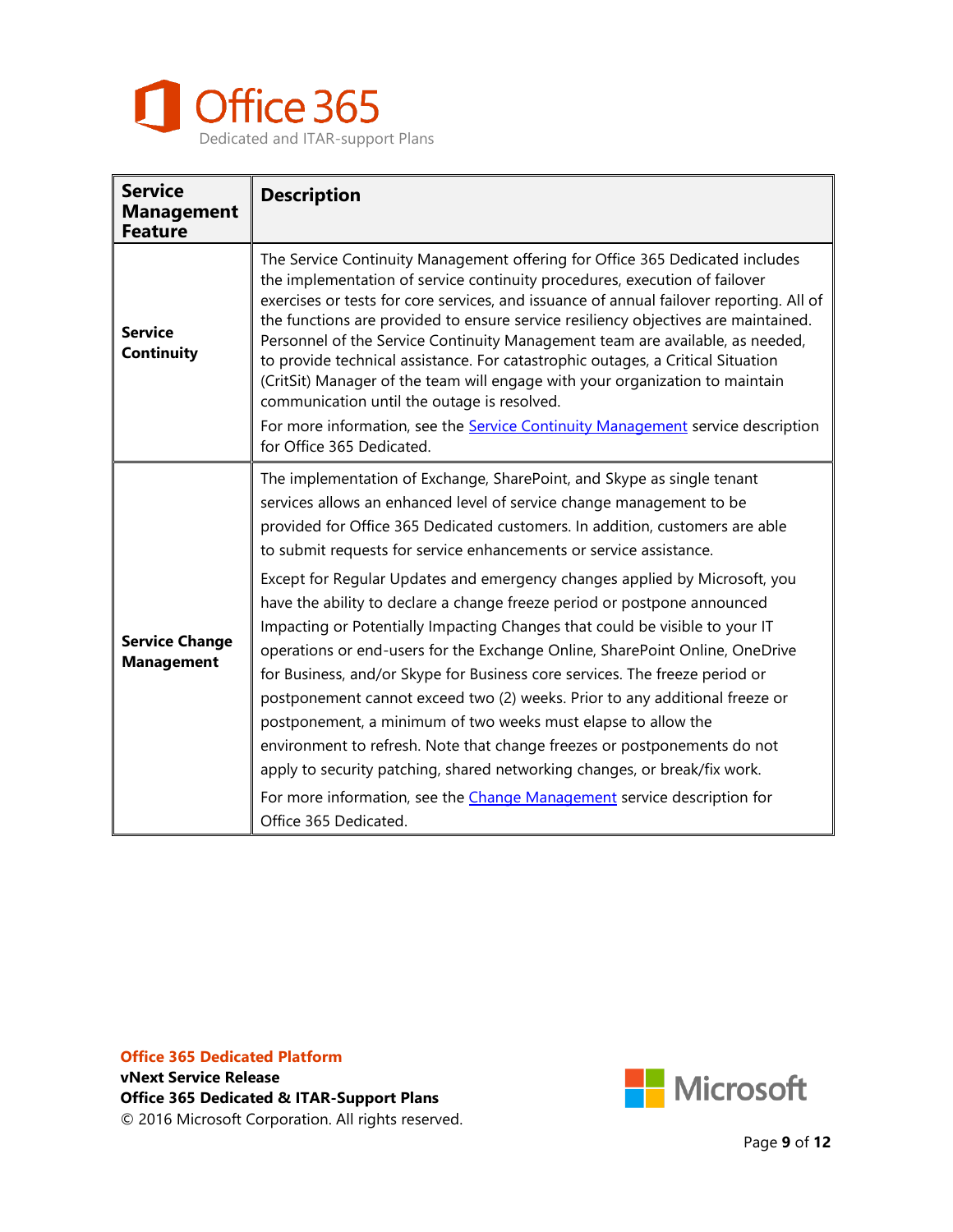| Service Management Feature | Description |
|---|---|
| **Service Continuity** | The Service Continuity Management offering for Office 365 Dedicated includes the implementation of service continuity procedures, execution of failover exercises or tests for core services, and issuance of annual failover reporting. All of the functions are provided to ensure service resiliency objectives are maintained. Personnel of the Service Continuity Management team are available, as needed, to provide technical assistance. For catastrophic outages, a Critical Situation (CritSit) Manager of the team will engage with your organization to maintain communication until the outage is resolved.<br><br>For more information, see the Service Continuity Management service description for Office 365 Dedicated. |
| **Service Change Management** | The implementation of Exchange, SharePoint, and Skype as single tenant services allows an enhanced level of service change management to be provided for Office 365 Dedicated customers. In addition, customers are able to submit requests for service enhancements or service assistance.<br><br>Except for Regular Updates and emergency changes applied by Microsoft, you have the ability to declare a change freeze period or postpone announced Impacting or Potentially Impacting Changes that could be visible to your IT operations or end-users for the Exchange Online, SharePoint Online, OneDrive for Business, and/or Skype for Business core services. The freeze period or postponement cannot exceed two (2) weeks. Prior to any additional freeze or postponement, a minimum of two weeks must elapse to allow the environment to refresh. Note that change freezes or postponements do not apply to security patching, shared networking changes, or break/fix work.<br><br>For more information, see the Change Management service description for Office 365 Dedicated. |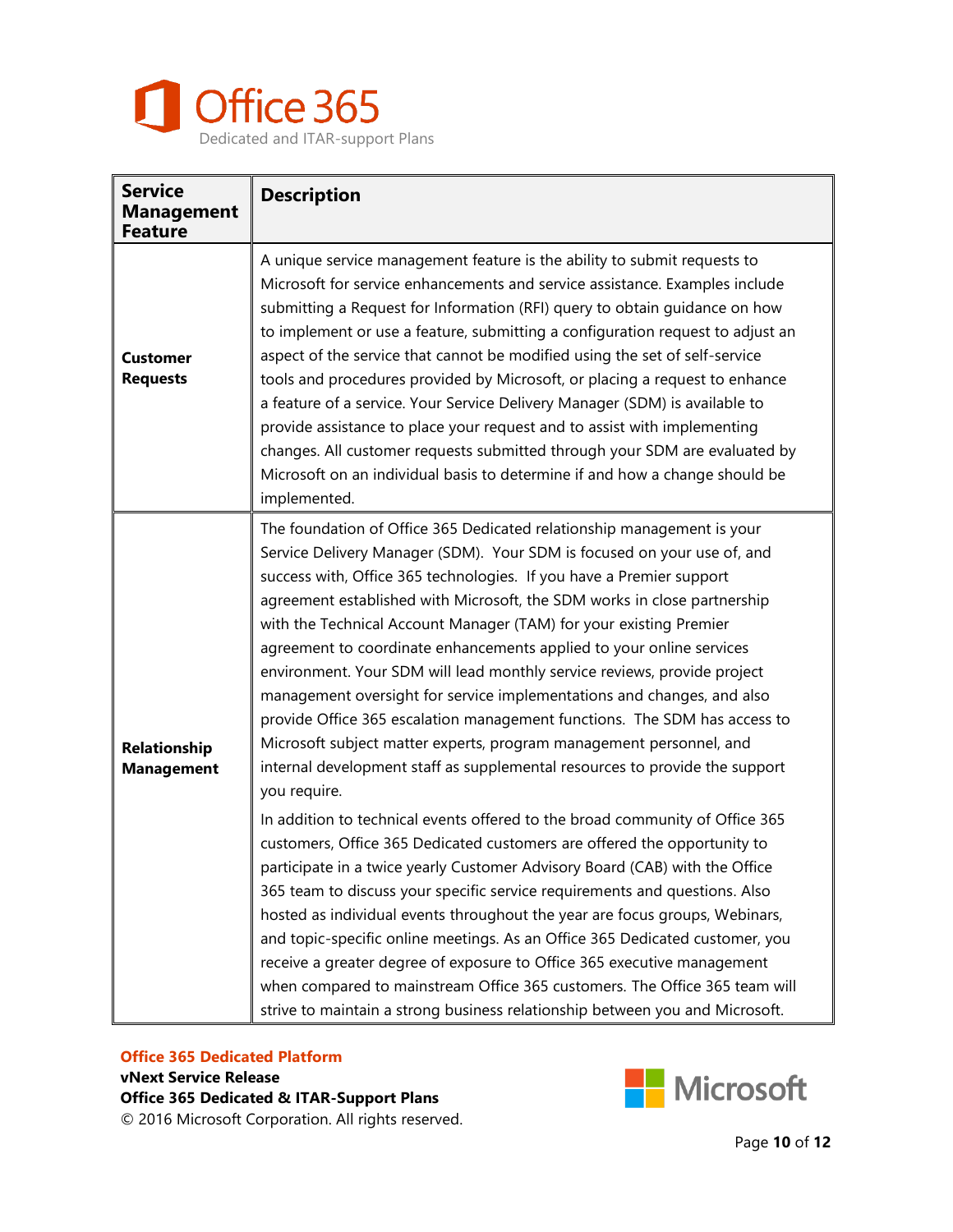| Service Management Feature | Description |
|---|---|
| **Customer Requests** | A unique service management feature is the ability to submit requests to Microsoft for service enhancements and service assistance. Examples include submitting a Request for Information (RFI) query to obtain guidance on how to implement or use a feature, submitting a configuration request to adjust an aspect of the service that cannot be modified using the set of self-service tools and procedures provided by Microsoft, or placing a request to enhance a feature of a service. Your Service Delivery Manager (SDM) is available to provide assistance to place your request and to assist with implementing changes. All customer requests submitted through your SDM are evaluated by Microsoft on an individual basis to determine if and how a change should be implemented. |
| **Relationship Management** | The foundation of Office 365 Dedicated relationship management is your Service Delivery Manager (SDM). Your SDM is focused on your use of, and success with, Office 365 technologies. If you have a Premier support agreement established with Microsoft, the SDM works in close partnership with the Technical Account Manager (TAM) for your existing Premier agreement to coordinate enhancements applied to your online services environment. Your SDM will lead monthly service reviews, provide project management oversight for service implementations and changes, and also provide Office 365 escalation management functions. The SDM has access to Microsoft subject matter experts, program management personnel, and internal development staff as supplemental resources to provide the support you require.<br><br>In addition to technical events offered to the broad community of Office 365 customers, Office 365 Dedicated customers are offered the opportunity to participate in a twice yearly Customer Advisory Board (CAB) with the Office 365 team to discuss your specific service requirements and questions. Also hosted as individual events throughout the year are focus groups, Webinars, and topic-specific online meetings. As an Office 365 Dedicated customer, you receive a greater degree of exposure to Office 365 executive management when compared to mainstream Office 365 customers. The Office 365 team will strive to maintain a strong business relationship between you and Microsoft. |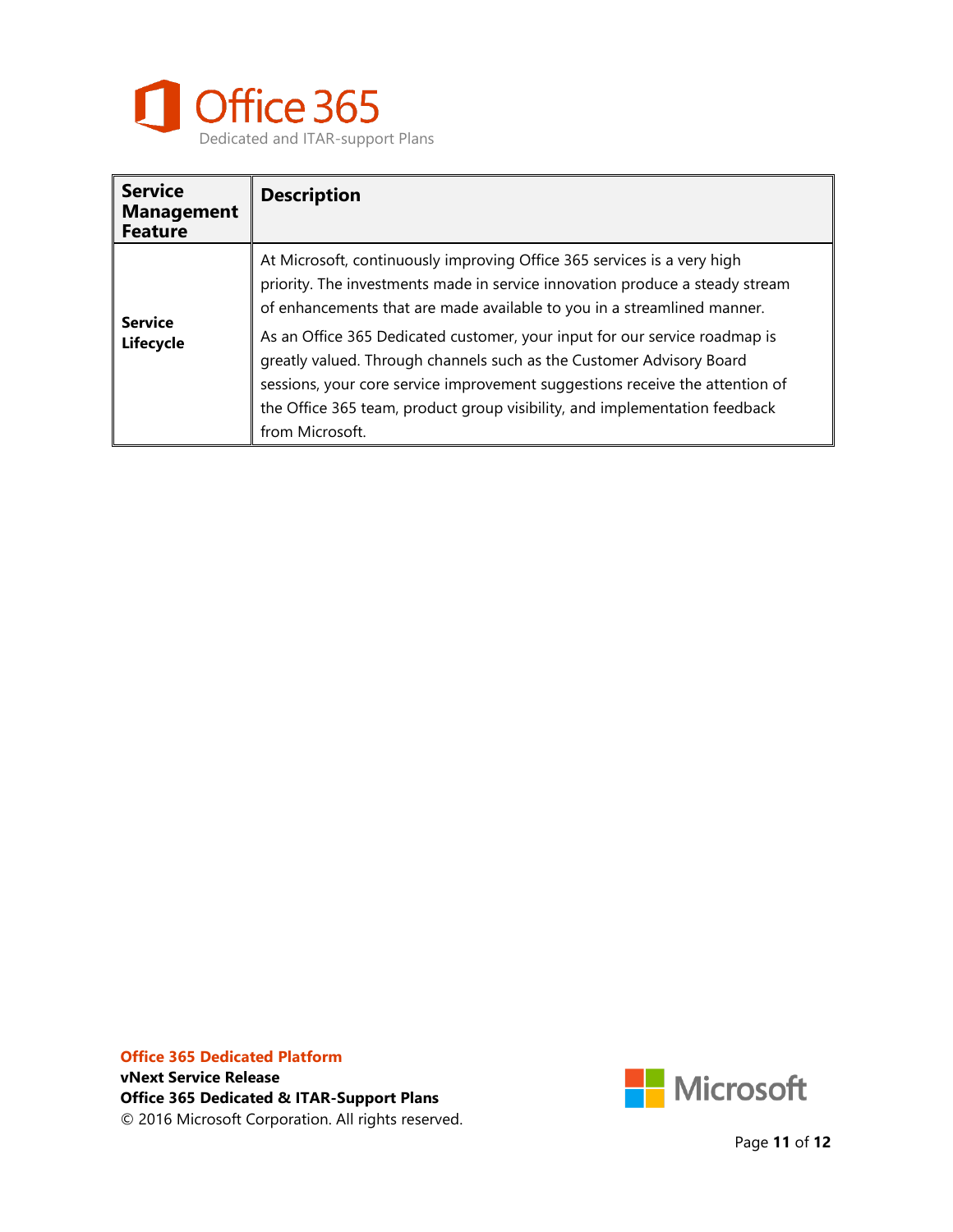| Service Management Feature | Description |
|---|---|
| **Service Lifecycle** | At Microsoft, continuously improving Office 365 services is a very high priority. The investments made in service innovation produce a steady stream of enhancements that are made available to you in a streamlined manner.<br><br>As an Office 365 Dedicated customer, your input for our service roadmap is greatly valued. Through channels such as the Customer Advisory Board sessions, your core service improvement suggestions receive the attention of the Office 365 team, product group visibility, and implementation feedback from Microsoft. |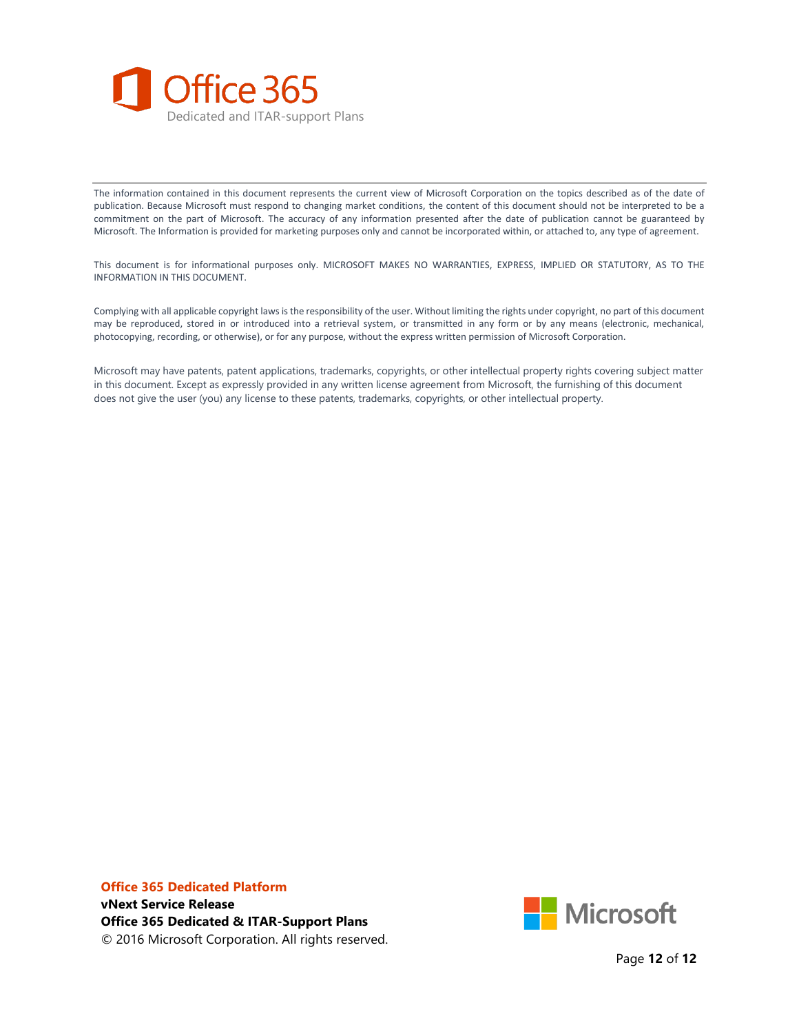Office 365

Dedicated and ITAR-support Plans

The information contained in this document represents the current view of Microsoft Corporation on the topics described as of the date of publication. Because Microsoft must respond to changing market conditions, the content of this document should not be interpreted to be a commitment on the part of Microsoft. The accuracy of any information presented after the date of publication cannot be guaranteed by Microsoft. The Information is provided for marketing purposes only and cannot be incorporated within, or attached to, any type of agreement.

This document is for informational purposes only. MICROSOFT MAKES NO WARRANTIES, EXPRESS, IMPLIED OR STATUTORY, AS TO THE INFORMATION IN THIS DOCUMENT.

Complying with all applicable copyright laws is the responsibility of the user. Without limiting the rights under copyright, no part of this document may be reproduced, stored in or introduced into a retrieval system, or transmitted in any form or by any means (electronic, mechanical, photocopying, recording, or otherwise), or for any purpose, without the express written permission of Microsoft Corporation.

Microsoft may have patents, patent applications, trademarks, copyrights, or other intellectual property rights covering subject matter in this document. Except as expressly provided in any written license agreement from Microsoft, the furnishing of this document does not give the user (you) any license to these patents, trademarks, copyrights, or other intellectual property.